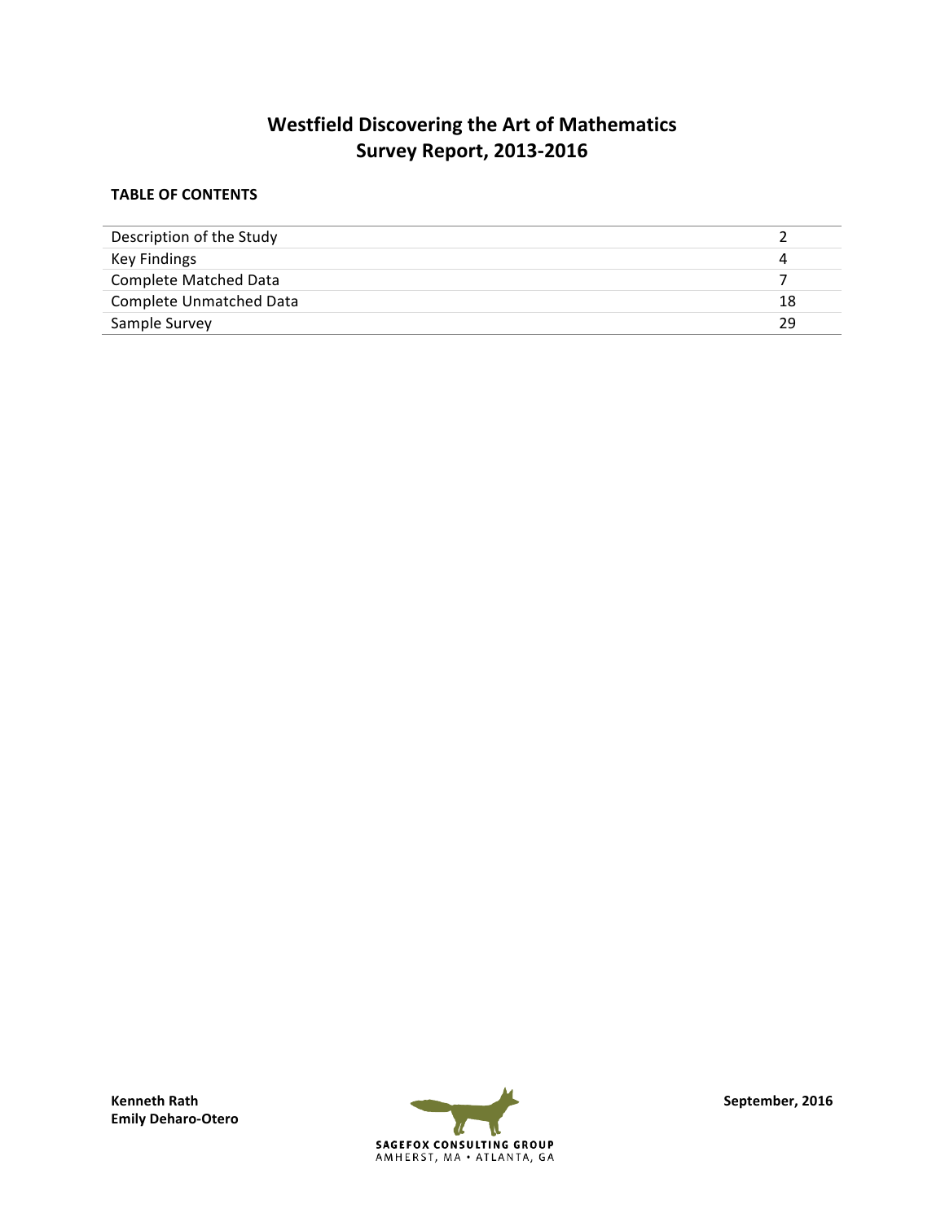# Westfield Discovering the Art of Mathematics
# Survey Report, 2013-2016

**TABLE OF CONTENTS**

| | |
|---|---|
| Description of the Study | 2 |
| Key Findings | 4 |
| Complete Matched Data | 7 |
| Complete Unmatched Data | 18 |
| Sample Survey | 29 |

**Kenneth Rath**
**Emily Deharo-Otero**

SAGEFOX CONSULTING GROUP
AMHERST, MA • ATLANTA, GA

**September, 2016**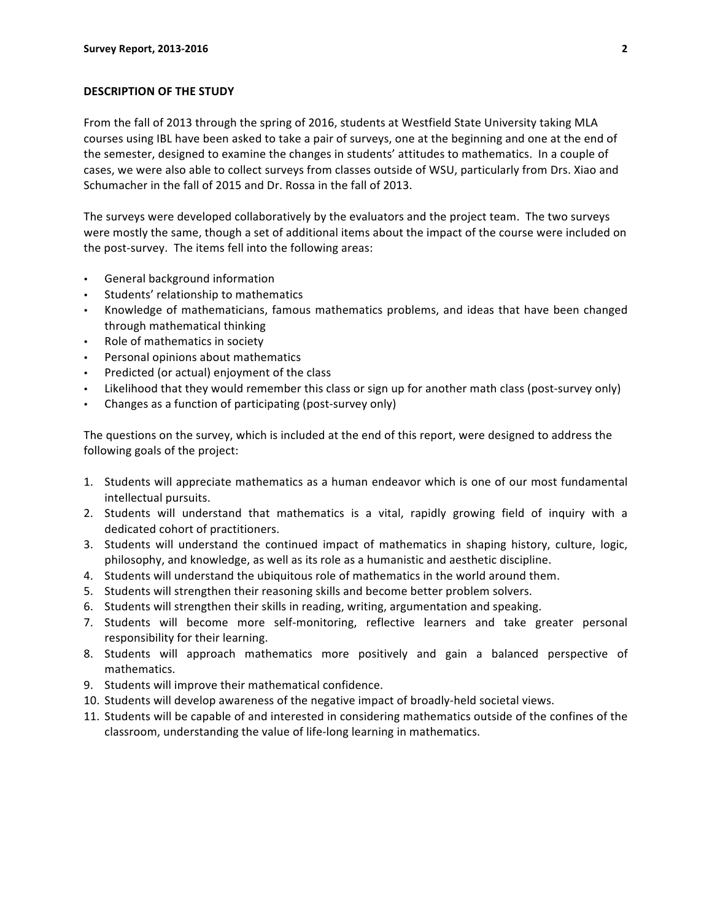## DESCRIPTION OF THE STUDY

From the fall of 2013 through the spring of 2016, students at Westfield State University taking MLA courses using IBL have been asked to take a pair of surveys, one at the beginning and one at the end of the semester, designed to examine the changes in students' attitudes to mathematics. In a couple of cases, we were also able to collect surveys from classes outside of WSU, particularly from Drs. Xiao and Schumacher in the fall of 2015 and Dr. Rossa in the fall of 2013.

The surveys were developed collaboratively by the evaluators and the project team. The two surveys were mostly the same, though a set of additional items about the impact of the course were included on the post-survey. The items fell into the following areas:

- General background information
- Students' relationship to mathematics
- Knowledge of mathematicians, famous mathematics problems, and ideas that have been changed through mathematical thinking
- Role of mathematics in society
- Personal opinions about mathematics
- Predicted (or actual) enjoyment of the class
- Likelihood that they would remember this class or sign up for another math class (post-survey only)
- Changes as a function of participating (post-survey only)

The questions on the survey, which is included at the end of this report, were designed to address the following goals of the project:

1. Students will appreciate mathematics as a human endeavor which is one of our most fundamental intellectual pursuits.
2. Students will understand that mathematics is a vital, rapidly growing field of inquiry with a dedicated cohort of practitioners.
3. Students will understand the continued impact of mathematics in shaping history, culture, logic, philosophy, and knowledge, as well as its role as a humanistic and aesthetic discipline.
4. Students will understand the ubiquitous role of mathematics in the world around them.
5. Students will strengthen their reasoning skills and become better problem solvers.
6. Students will strengthen their skills in reading, writing, argumentation and speaking.
7. Students will become more self-monitoring, reflective learners and take greater personal responsibility for their learning.
8. Students will approach mathematics more positively and gain a balanced perspective of mathematics.
9. Students will improve their mathematical confidence.
10. Students will develop awareness of the negative impact of broadly-held societal views.
11. Students will be capable of and interested in considering mathematics outside of the confines of the classroom, understanding the value of life-long learning in mathematics.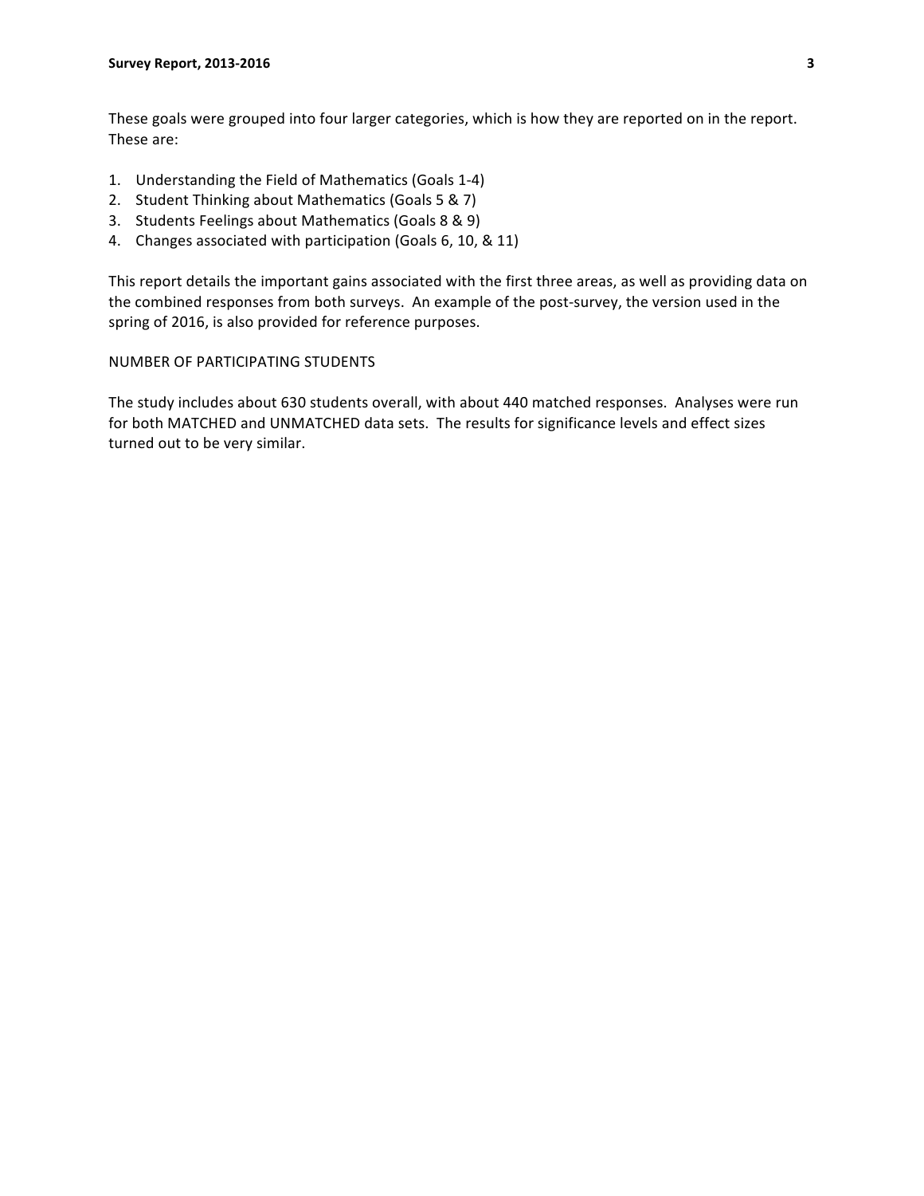These goals were grouped into four larger categories, which is how they are reported on in the report. These are:

1. Understanding the Field of Mathematics (Goals 1-4)
2. Student Thinking about Mathematics (Goals 5 & 7)
3. Students Feelings about Mathematics (Goals 8 & 9)
4. Changes associated with participation (Goals 6, 10, & 11)

This report details the important gains associated with the first three areas, as well as providing data on the combined responses from both surveys. An example of the post-survey, the version used in the spring of 2016, is also provided for reference purposes.

## NUMBER OF PARTICIPATING STUDENTS

The study includes about 630 students overall, with about 440 matched responses. Analyses were run for both MATCHED and UNMATCHED data sets. The results for significance levels and effect sizes turned out to be very similar.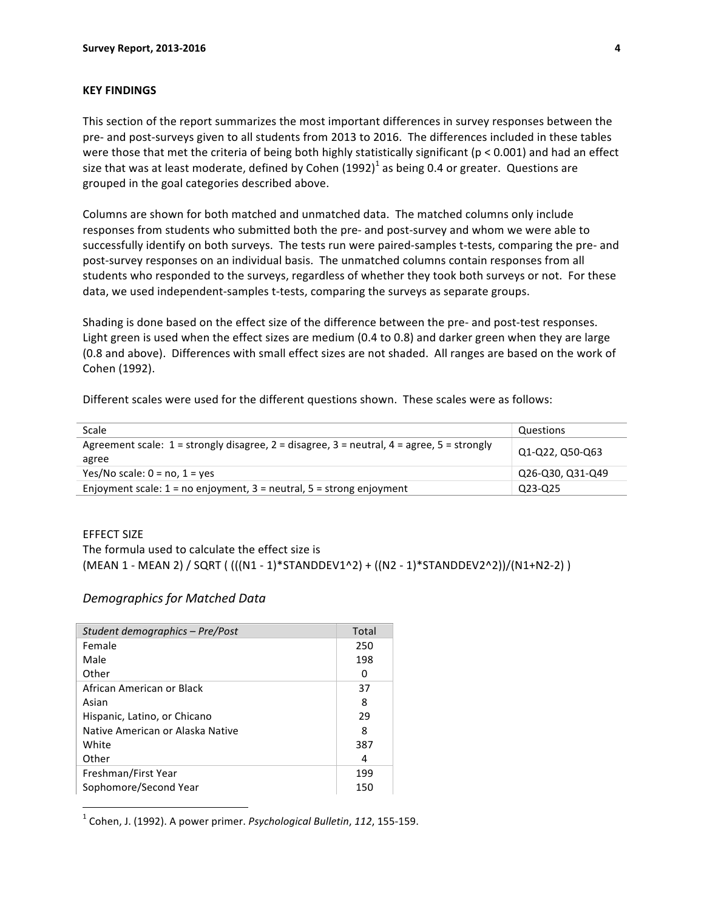**KEY FINDINGS**

This section of the report summarizes the most important differences in survey responses between the pre- and post-surveys given to all students from 2013 to 2016. The differences included in these tables were those that met the criteria of being both highly statistically significant ($p < 0.001$) and had an effect size that was at least moderate, defined by Cohen (1992)[1] as being 0.4 or greater. Questions are grouped in the goal categories described above.

Columns are shown for both matched and unmatched data. The matched columns only include responses from students who submitted both the pre- and post-survey and whom we were able to successfully identify on both surveys. The tests run were paired-samples t-tests, comparing the pre- and post-survey responses on an individual basis. The unmatched columns contain responses from all students who responded to the surveys, regardless of whether they took both surveys or not. For these data, we used independent-samples t-tests, comparing the surveys as separate groups.

Shading is done based on the effect size of the difference between the pre- and post-test responses. Light green is used when the effect sizes are medium (0.4 to 0.8) and darker green when they are large (0.8 and above). Differences with small effect sizes are not shaded. All ranges are based on the work of Cohen (1992).

Different scales were used for the different questions shown. These scales were as follows:

| Scale | Questions |
|---|---|
| Agreement scale: 1 = strongly disagree, 2 = disagree, 3 = neutral, 4 = agree, 5 = strongly agree | Q1-Q22, Q50-Q63 |
| Yes/No scale: 0 = no, 1 = yes | Q26-Q30, Q31-Q49 |
| Enjoyment scale: 1 = no enjoyment, 3 = neutral, 5 = strong enjoyment | Q23-Q25 |

EFFECT SIZE

The formula used to calculate the effect size is

(MEAN 1 - MEAN 2) / SQRT ( (((N1 - 1)*STANDDEV1^2) + ((N2 - 1)*STANDDEV2^2))/(N1+N2-2) )

## *Demographics for Matched Data*

| *Student demographics – Pre/Post* | Total |
|---|---|
| Female | 250 |
| Male | 198 |
| Other | 0 |
| African American or Black | 37 |
| Asian | 8 |
| Hispanic, Latino, or Chicano | 29 |
| Native American or Alaska Native | 8 |
| White | 387 |
| Other | 4 |
| Freshman/First Year | 199 |
| Sophomore/Second Year | 150 |

[1] Cohen, J. (1992). A power primer. *Psychological Bulletin*, *112*, 155-159.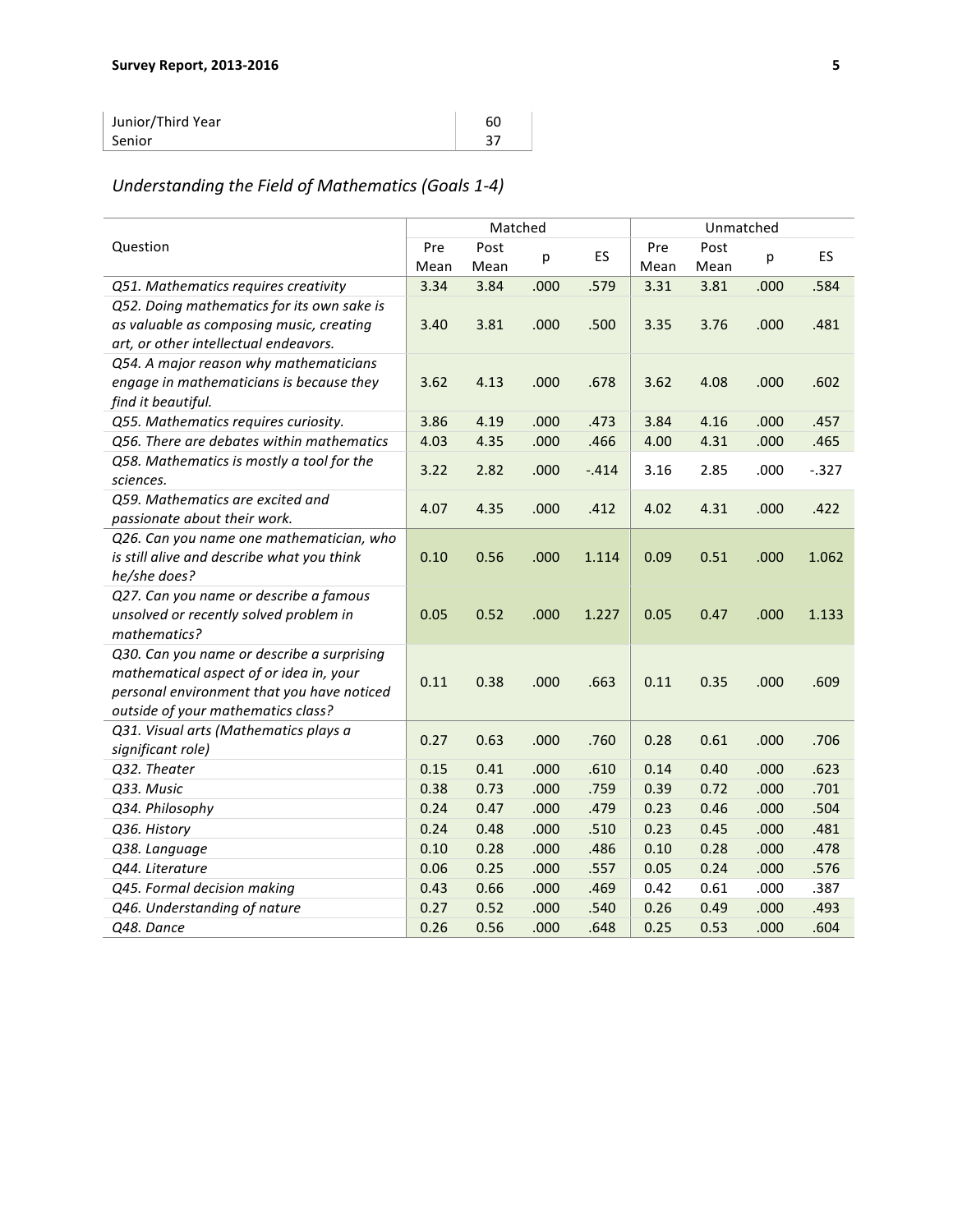| Junior/Third Year | 60 |
|---|---|
| Senior | 37 |

## *Understanding the Field of Mathematics (Goals 1-4)*

| Question | Matched | | | | Unmatched | | | |
|---|---|---|---|---|---|---|---|---|
| | Pre Mean | Post Mean | p | ES | Pre Mean | Post Mean | p | ES |
| *Q51. Mathematics requires creativity* | 3.34 | 3.84 | .000 | .579 | 3.31 | 3.81 | .000 | .584 |
| *Q52. Doing mathematics for its own sake is as valuable as composing music, creating art, or other intellectual endeavors.* | 3.40 | 3.81 | .000 | .500 | 3.35 | 3.76 | .000 | .481 |
| *Q54. A major reason why mathematicians engage in mathematicians is because they find it beautiful.* | 3.62 | 4.13 | .000 | .678 | 3.62 | 4.08 | .000 | .602 |
| *Q55. Mathematics requires curiosity.* | 3.86 | 4.19 | .000 | .473 | 3.84 | 4.16 | .000 | .457 |
| *Q56. There are debates within mathematics* | 4.03 | 4.35 | .000 | .466 | 4.00 | 4.31 | .000 | .465 |
| *Q58. Mathematics is mostly a tool for the sciences.* | 3.22 | 2.82 | .000 | -.414 | 3.16 | 2.85 | .000 | -.327 |
| *Q59. Mathematics are excited and passionate about their work.* | 4.07 | 4.35 | .000 | .412 | 4.02 | 4.31 | .000 | .422 |
| *Q26. Can you name one mathematician, who is still alive and describe what you think he/she does?* | 0.10 | 0.56 | .000 | 1.114 | 0.09 | 0.51 | .000 | 1.062 |
| *Q27. Can you name or describe a famous unsolved or recently solved problem in mathematics?* | 0.05 | 0.52 | .000 | 1.227 | 0.05 | 0.47 | .000 | 1.133 |
| *Q30. Can you name or describe a surprising mathematical aspect of or idea in, your personal environment that you have noticed outside of your mathematics class?* | 0.11 | 0.38 | .000 | .663 | 0.11 | 0.35 | .000 | .609 |
| *Q31. Visual arts (Mathematics plays a significant role)* | 0.27 | 0.63 | .000 | .760 | 0.28 | 0.61 | .000 | .706 |
| *Q32. Theater* | 0.15 | 0.41 | .000 | .610 | 0.14 | 0.40 | .000 | .623 |
| *Q33. Music* | 0.38 | 0.73 | .000 | .759 | 0.39 | 0.72 | .000 | .701 |
| *Q34. Philosophy* | 0.24 | 0.47 | .000 | .479 | 0.23 | 0.46 | .000 | .504 |
| *Q36. History* | 0.24 | 0.48 | .000 | .510 | 0.23 | 0.45 | .000 | .481 |
| *Q38. Language* | 0.10 | 0.28 | .000 | .486 | 0.10 | 0.28 | .000 | .478 |
| *Q44. Literature* | 0.06 | 0.25 | .000 | .557 | 0.05 | 0.24 | .000 | .576 |
| *Q45. Formal decision making* | 0.43 | 0.66 | .000 | .469 | 0.42 | 0.61 | .000 | .387 |
| *Q46. Understanding of nature* | 0.27 | 0.52 | .000 | .540 | 0.26 | 0.49 | .000 | .493 |
| *Q48. Dance* | 0.26 | 0.56 | .000 | .648 | 0.25 | 0.53 | .000 | .604 |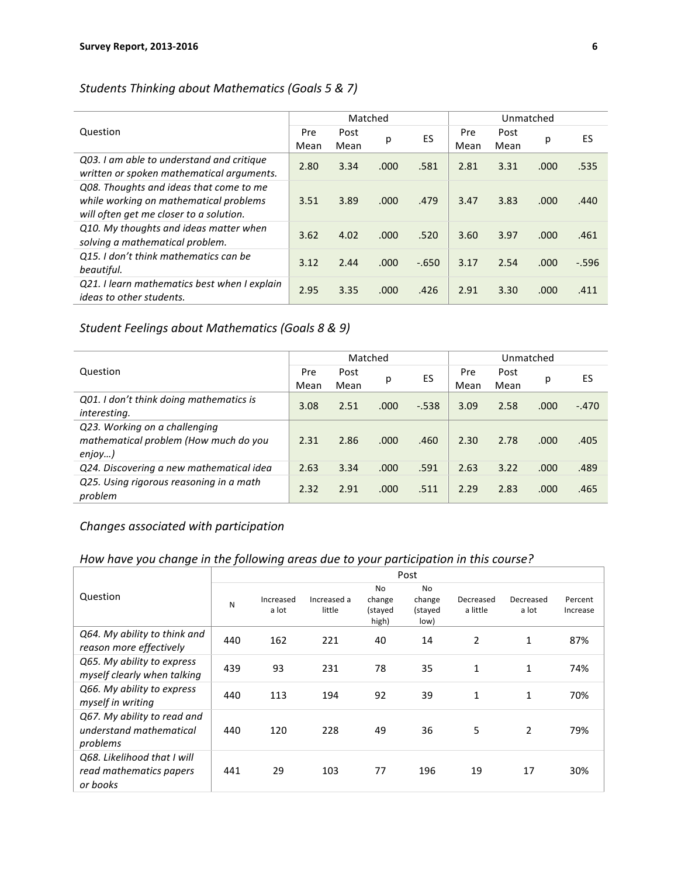## Students Thinking about Mathematics (Goals 5 & 7)

| Question | Matched | | | | Unmatched | | | |
|---|---|---|---|---|---|---|---|---|
| | Pre Mean | Post Mean | p | ES | Pre Mean | Post Mean | p | ES |
| *Q03. I am able to understand and critique written or spoken mathematical arguments.* | 2.80 | 3.34 | .000 | .581 | 2.81 | 3.31 | .000 | .535 |
| *Q08. Thoughts and ideas that come to me while working on mathematical problems will often get me closer to a solution.* | 3.51 | 3.89 | .000 | .479 | 3.47 | 3.83 | .000 | .440 |
| *Q10. My thoughts and ideas matter when solving a mathematical problem.* | 3.62 | 4.02 | .000 | .520 | 3.60 | 3.97 | .000 | .461 |
| *Q15. I don't think mathematics can be beautiful.* | 3.12 | 2.44 | .000 | -.650 | 3.17 | 2.54 | .000 | -.596 |
| *Q21. I learn mathematics best when I explain ideas to other students.* | 2.95 | 3.35 | .000 | .426 | 2.91 | 3.30 | .000 | .411 |

## Student Feelings about Mathematics (Goals 8 & 9)

| Question | Matched | | | | Unmatched | | | |
|---|---|---|---|---|---|---|---|---|
| | Pre Mean | Post Mean | p | ES | Pre Mean | Post Mean | p | ES |
| *Q01. I don't think doing mathematics is interesting.* | 3.08 | 2.51 | .000 | -.538 | 3.09 | 2.58 | .000 | -.470 |
| *Q23. Working on a challenging mathematical problem (How much do you enjoy…)* | 2.31 | 2.86 | .000 | .460 | 2.30 | 2.78 | .000 | .405 |
| *Q24. Discovering a new mathematical idea* | 2.63 | 3.34 | .000 | .591 | 2.63 | 3.22 | .000 | .489 |
| *Q25. Using rigorous reasoning in a math problem* | 2.32 | 2.91 | .000 | .511 | 2.29 | 2.83 | .000 | .465 |

## Changes associated with participation

## How have you change in the following areas due to your participation in this course?

| Question | Post | | | | | | | |
|---|---|---|---|---|---|---|---|---|
| | N | Increased a lot | Increased a little | No change (stayed high) | No change (stayed low) | Decreased a little | Decreased a lot | Percent Increase |
| *Q64. My ability to think and reason more effectively* | 440 | 162 | 221 | 40 | 14 | 2 | 1 | 87% |
| *Q65. My ability to express myself clearly when talking* | 439 | 93 | 231 | 78 | 35 | 1 | 1 | 74% |
| *Q66. My ability to express myself in writing* | 440 | 113 | 194 | 92 | 39 | 1 | 1 | 70% |
| *Q67. My ability to read and understand mathematical problems* | 440 | 120 | 228 | 49 | 36 | 5 | 2 | 79% |
| *Q68. Likelihood that I will read mathematics papers or books* | 441 | 29 | 103 | 77 | 196 | 19 | 17 | 30% |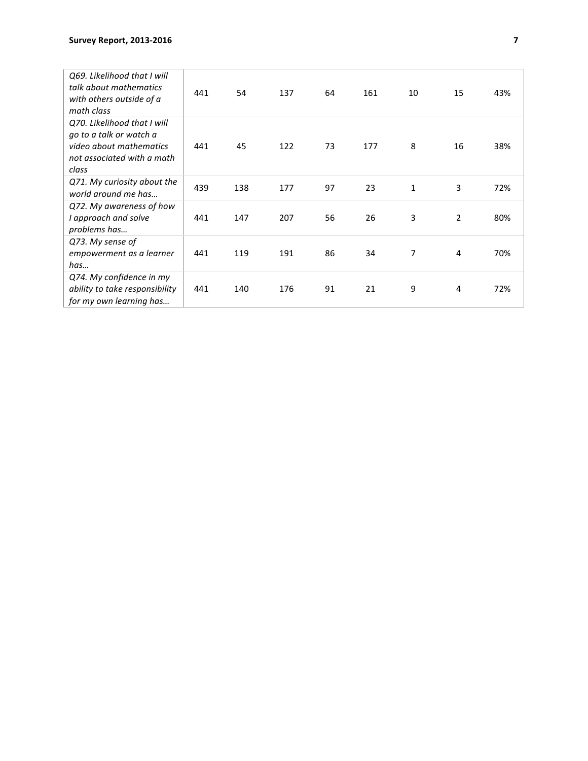| | | | | | | | | |
|---|---|---|---|---|---|---|---|---|
| *Q69. Likelihood that I will talk about mathematics with others outside of a math class* | 441 | 54 | 137 | 64 | 161 | 10 | 15 | 43% |
| *Q70. Likelihood that I will go to a talk or watch a video about mathematics not associated with a math class* | 441 | 45 | 122 | 73 | 177 | 8 | 16 | 38% |
| *Q71. My curiosity about the world around me has…* | 439 | 138 | 177 | 97 | 23 | 1 | 3 | 72% |
| *Q72. My awareness of how I approach and solve problems has…* | 441 | 147 | 207 | 56 | 26 | 3 | 2 | 80% |
| *Q73. My sense of empowerment as a learner has…* | 441 | 119 | 191 | 86 | 34 | 7 | 4 | 70% |
| *Q74. My confidence in my ability to take responsibility for my own learning has…* | 441 | 140 | 176 | 91 | 21 | 9 | 4 | 72% |